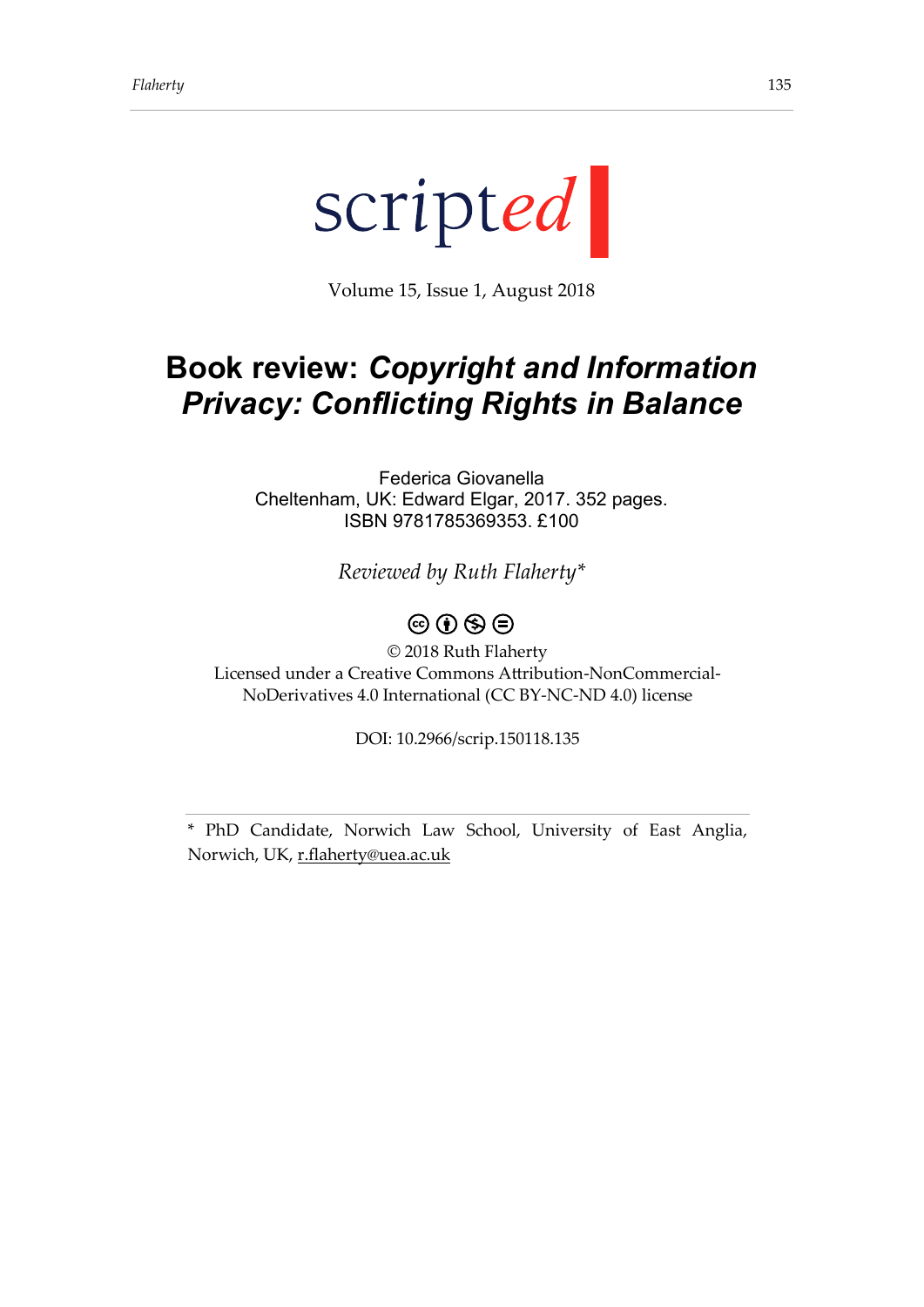scripted

Volume 15, Issue 1, August 2018

# Book review: *Copyright and Information Privacy: Conflicting Rights in Balance*

Federica Giovanella
Cheltenham, UK: Edward Elgar, 2017. 352 pages.
ISBN 9781785369353. £100

*Reviewed by Ruth Flaherty\**

© 2018 Ruth Flaherty
Licensed under a Creative Commons Attribution-NonCommercial-NoDerivatives 4.0 International (CC BY-NC-ND 4.0) license

DOI: 10.2966/scrip.150118.135

---

\* PhD Candidate, Norwich Law School, University of East Anglia, Norwich, UK, r.flaherty@uea.ac.uk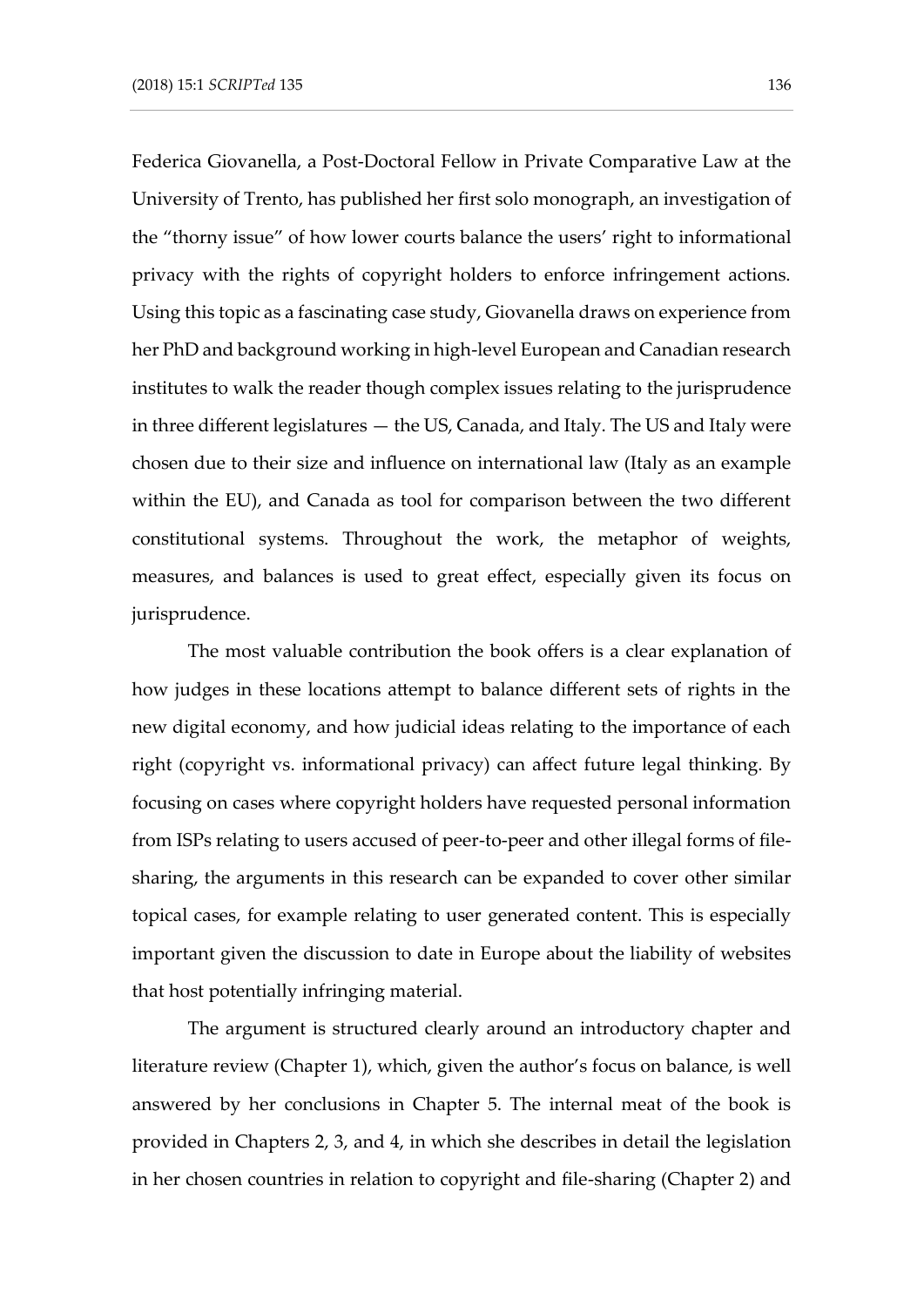Federica Giovanella, a Post-Doctoral Fellow in Private Comparative Law at the University of Trento, has published her first solo monograph, an investigation of the "thorny issue" of how lower courts balance the users' right to informational privacy with the rights of copyright holders to enforce infringement actions. Using this topic as a fascinating case study, Giovanella draws on experience from her PhD and background working in high-level European and Canadian research institutes to walk the reader though complex issues relating to the jurisprudence in three different legislatures — the US, Canada, and Italy. The US and Italy were chosen due to their size and influence on international law (Italy as an example within the EU), and Canada as tool for comparison between the two different constitutional systems. Throughout the work, the metaphor of weights, measures, and balances is used to great effect, especially given its focus on jurisprudence.

The most valuable contribution the book offers is a clear explanation of how judges in these locations attempt to balance different sets of rights in the new digital economy, and how judicial ideas relating to the importance of each right (copyright vs. informational privacy) can affect future legal thinking. By focusing on cases where copyright holders have requested personal information from ISPs relating to users accused of peer-to-peer and other illegal forms of file-sharing, the arguments in this research can be expanded to cover other similar topical cases, for example relating to user generated content. This is especially important given the discussion to date in Europe about the liability of websites that host potentially infringing material.

The argument is structured clearly around an introductory chapter and literature review (Chapter 1), which, given the author's focus on balance, is well answered by her conclusions in Chapter 5. The internal meat of the book is provided in Chapters 2, 3, and 4, in which she describes in detail the legislation in her chosen countries in relation to copyright and file-sharing (Chapter 2) and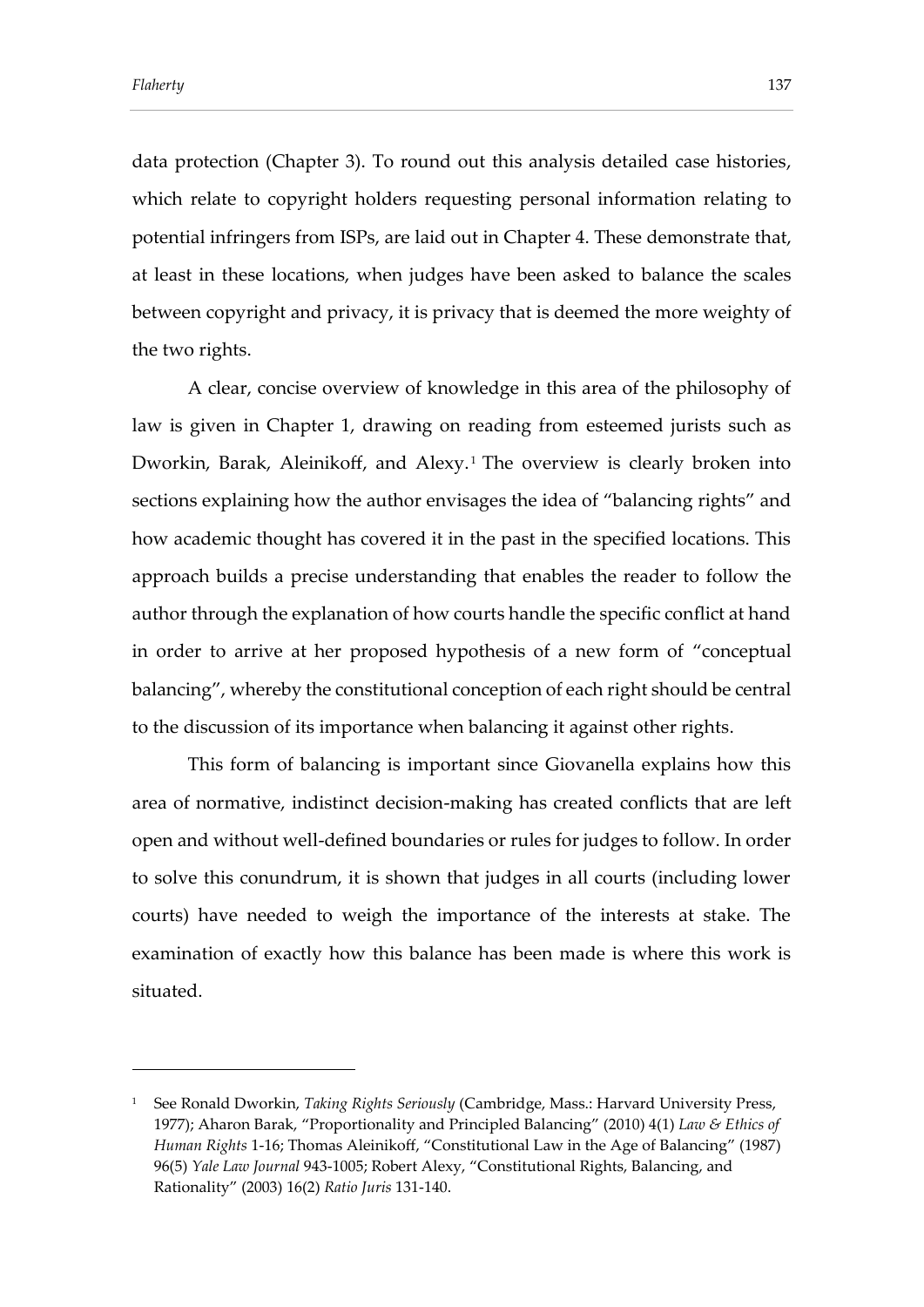data protection (Chapter 3). To round out this analysis detailed case histories, which relate to copyright holders requesting personal information relating to potential infringers from ISPs, are laid out in Chapter 4. These demonstrate that, at least in these locations, when judges have been asked to balance the scales between copyright and privacy, it is privacy that is deemed the more weighty of the two rights.

A clear, concise overview of knowledge in this area of the philosophy of law is given in Chapter 1, drawing on reading from esteemed jurists such as Dworkin, Barak, Aleinikoff, and Alexy.[1] The overview is clearly broken into sections explaining how the author envisages the idea of "balancing rights" and how academic thought has covered it in the past in the specified locations. This approach builds a precise understanding that enables the reader to follow the author through the explanation of how courts handle the specific conflict at hand in order to arrive at her proposed hypothesis of a new form of "conceptual balancing", whereby the constitutional conception of each right should be central to the discussion of its importance when balancing it against other rights.

This form of balancing is important since Giovanella explains how this area of normative, indistinct decision-making has created conflicts that are left open and without well-defined boundaries or rules for judges to follow. In order to solve this conundrum, it is shown that judges in all courts (including lower courts) have needed to weigh the importance of the interests at stake. The examination of exactly how this balance has been made is where this work is situated.

---

[1] See Ronald Dworkin, *Taking Rights Seriously* (Cambridge, Mass.: Harvard University Press, 1977); Aharon Barak, "Proportionality and Principled Balancing" (2010) 4(1) *Law & Ethics of Human Rights* 1-16; Thomas Aleinikoff, "Constitutional Law in the Age of Balancing" (1987) 96(5) *Yale Law Journal* 943-1005; Robert Alexy, "Constitutional Rights, Balancing, and Rationality" (2003) 16(2) *Ratio Juris* 131-140.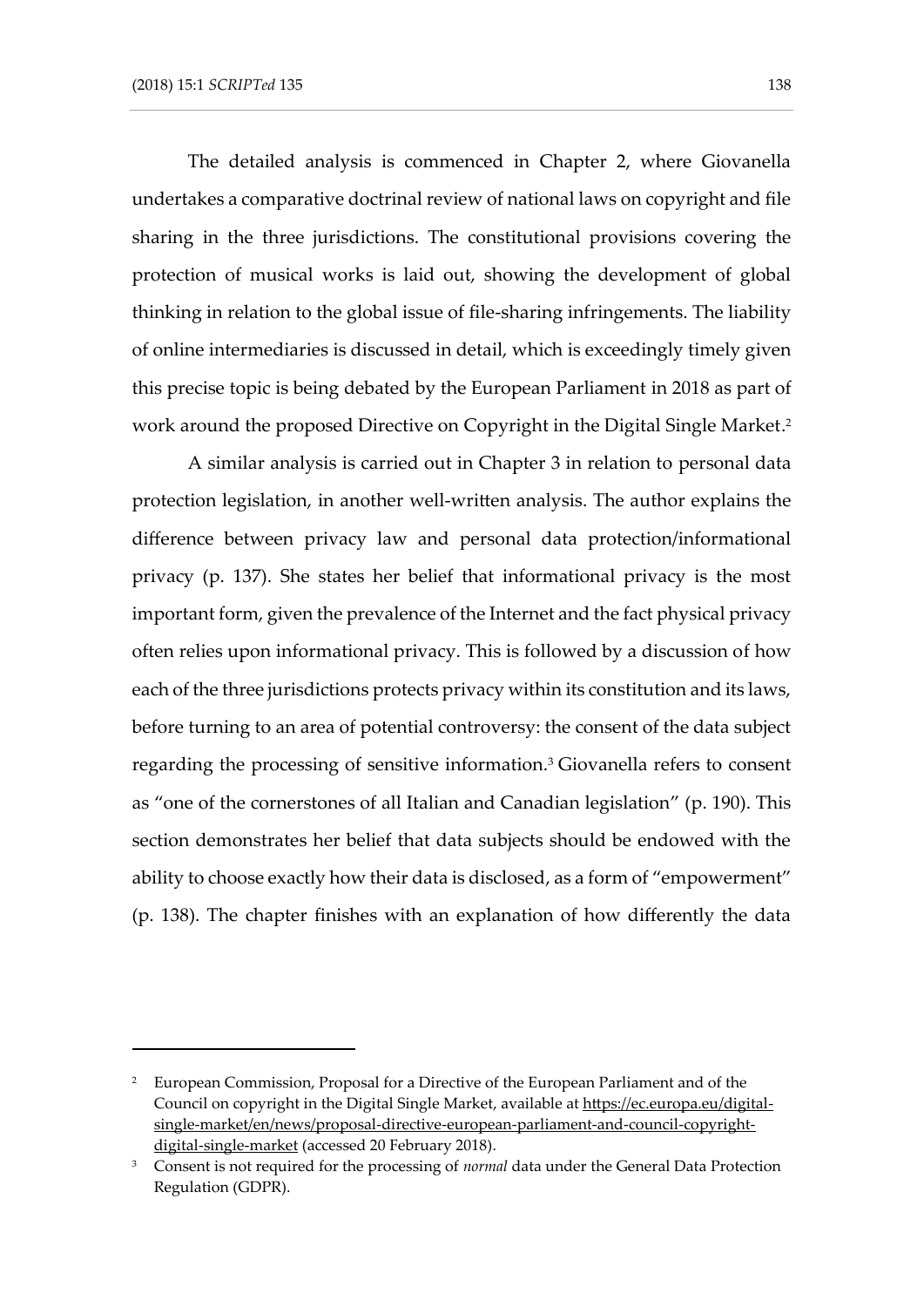The detailed analysis is commenced in Chapter 2, where Giovanella undertakes a comparative doctrinal review of national laws on copyright and file sharing in the three jurisdictions. The constitutional provisions covering the protection of musical works is laid out, showing the development of global thinking in relation to the global issue of file-sharing infringements. The liability of online intermediaries is discussed in detail, which is exceedingly timely given this precise topic is being debated by the European Parliament in 2018 as part of work around the proposed Directive on Copyright in the Digital Single Market.[2]

A similar analysis is carried out in Chapter 3 in relation to personal data protection legislation, in another well-written analysis. The author explains the difference between privacy law and personal data protection/informational privacy (p. 137). She states her belief that informational privacy is the most important form, given the prevalence of the Internet and the fact physical privacy often relies upon informational privacy. This is followed by a discussion of how each of the three jurisdictions protects privacy within its constitution and its laws, before turning to an area of potential controversy: the consent of the data subject regarding the processing of sensitive information.[3] Giovanella refers to consent as "one of the cornerstones of all Italian and Canadian legislation" (p. 190). This section demonstrates her belief that data subjects should be endowed with the ability to choose exactly how their data is disclosed, as a form of "empowerment" (p. 138). The chapter finishes with an explanation of how differently the data

---

[2] European Commission, Proposal for a Directive of the European Parliament and of the Council on copyright in the Digital Single Market, available at https://ec.europa.eu/digital-single-market/en/news/proposal-directive-european-parliament-and-council-copyright-digital-single-market (accessed 20 February 2018).

[3] Consent is not required for the processing of *normal* data under the General Data Protection Regulation (GDPR).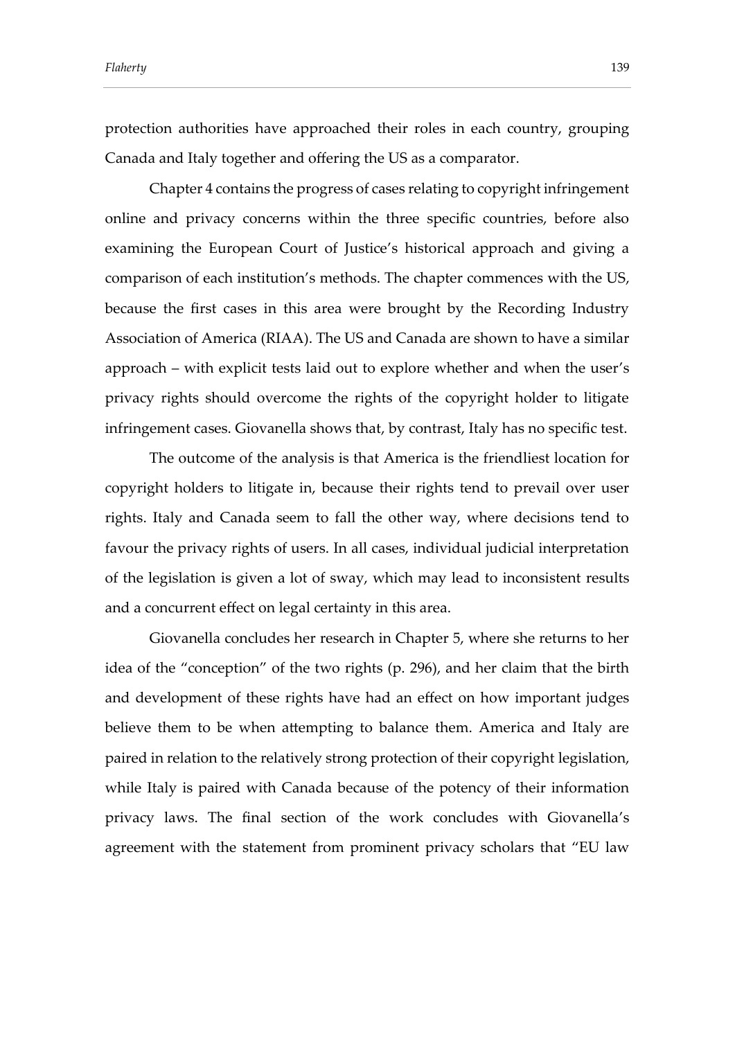protection authorities have approached their roles in each country, grouping Canada and Italy together and offering the US as a comparator.

Chapter 4 contains the progress of cases relating to copyright infringement online and privacy concerns within the three specific countries, before also examining the European Court of Justice's historical approach and giving a comparison of each institution's methods. The chapter commences with the US, because the first cases in this area were brought by the Recording Industry Association of America (RIAA). The US and Canada are shown to have a similar approach – with explicit tests laid out to explore whether and when the user's privacy rights should overcome the rights of the copyright holder to litigate infringement cases. Giovanella shows that, by contrast, Italy has no specific test.

The outcome of the analysis is that America is the friendliest location for copyright holders to litigate in, because their rights tend to prevail over user rights. Italy and Canada seem to fall the other way, where decisions tend to favour the privacy rights of users. In all cases, individual judicial interpretation of the legislation is given a lot of sway, which may lead to inconsistent results and a concurrent effect on legal certainty in this area.

Giovanella concludes her research in Chapter 5, where she returns to her idea of the "conception" of the two rights (p. 296), and her claim that the birth and development of these rights have had an effect on how important judges believe them to be when attempting to balance them. America and Italy are paired in relation to the relatively strong protection of their copyright legislation, while Italy is paired with Canada because of the potency of their information privacy laws. The final section of the work concludes with Giovanella's agreement with the statement from prominent privacy scholars that "EU law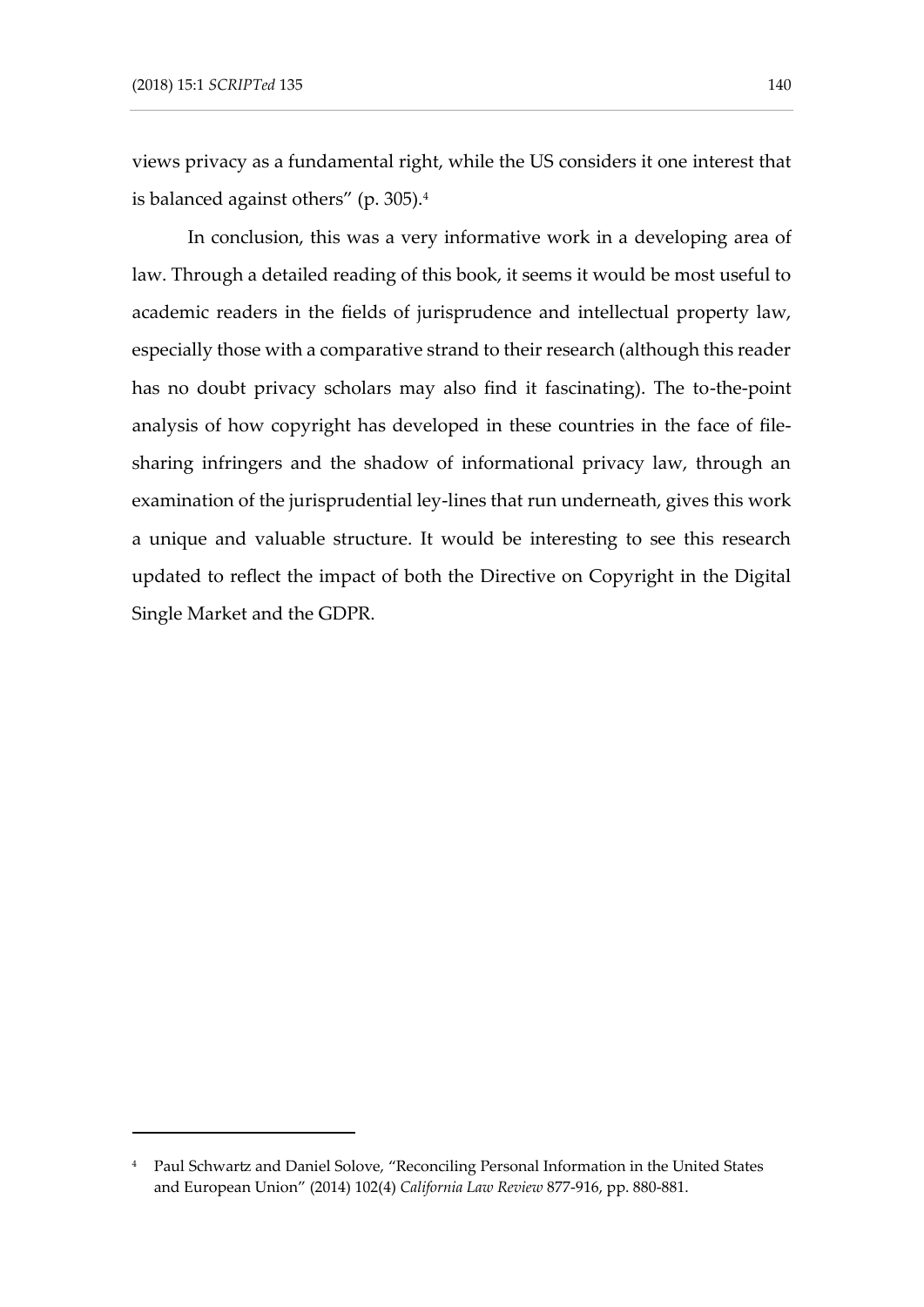views privacy as a fundamental right, while the US considers it one interest that is balanced against others" (p. 305).[4]

In conclusion, this was a very informative work in a developing area of law. Through a detailed reading of this book, it seems it would be most useful to academic readers in the fields of jurisprudence and intellectual property law, especially those with a comparative strand to their research (although this reader has no doubt privacy scholars may also find it fascinating). The to-the-point analysis of how copyright has developed in these countries in the face of file-sharing infringers and the shadow of informational privacy law, through an examination of the jurisprudential ley-lines that run underneath, gives this work a unique and valuable structure. It would be interesting to see this research updated to reflect the impact of both the Directive on Copyright in the Digital Single Market and the GDPR.

---

[4] Paul Schwartz and Daniel Solove, "Reconciling Personal Information in the United States and European Union" (2014) 102(4) *California Law Review* 877-916, pp. 880-881.